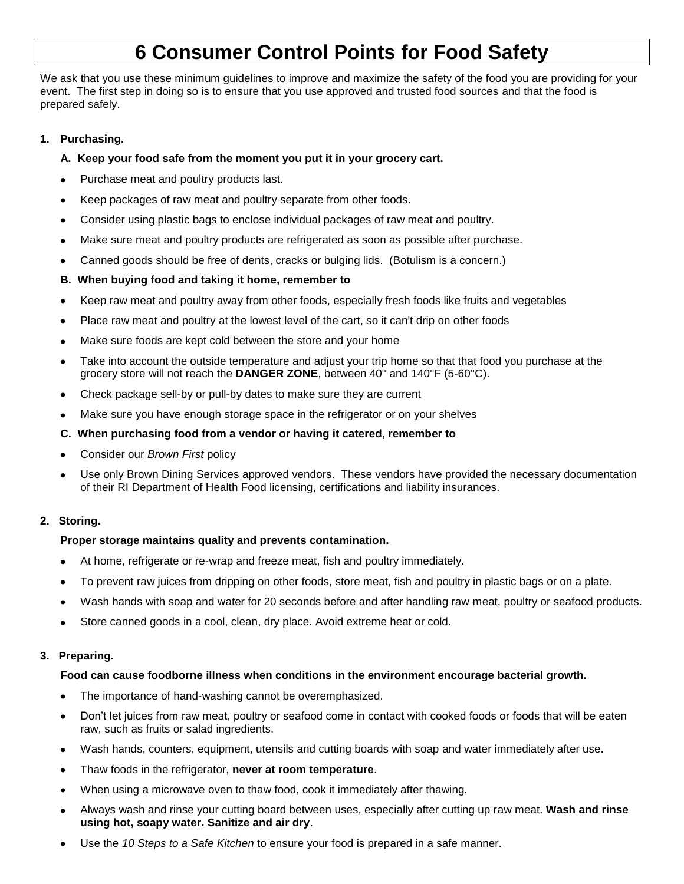# 6 Consumer Control Points for Food Safety

We ask that you use these minimum guidelines to improve and maximize the safety of the food you are providing for your event. The first step in doing so is to ensure that you use approved and trusted food sources and that the food is prepared safely.

1. **Purchasing.**

   **A. Keep your food safe from the moment you put it in your grocery cart.**

   - Purchase meat and poultry products last.
   - Keep packages of raw meat and poultry separate from other foods.
   - Consider using plastic bags to enclose individual packages of raw meat and poultry.
   - Make sure meat and poultry products are refrigerated as soon as possible after purchase.
   - Canned goods should be free of dents, cracks or bulging lids. (Botulism is a concern.)

   **B. When buying food and taking it home, remember to**

   - Keep raw meat and poultry away from other foods, especially fresh foods like fruits and vegetables
   - Place raw meat and poultry at the lowest level of the cart, so it can't drip on other foods
   - Make sure foods are kept cold between the store and your home
   - Take into account the outside temperature and adjust your trip home so that that food you purchase at the grocery store will not reach the **DANGER ZONE**, between 40° and 140°F (5-60°C).
   - Check package sell-by or pull-by dates to make sure they are current
   - Make sure you have enough storage space in the refrigerator or on your shelves

   **C. When purchasing food from a vendor or having it catered, remember to**

   - Consider our *Brown First* policy
   - Use only Brown Dining Services approved vendors. These vendors have provided the necessary documentation of their RI Department of Health Food licensing, certifications and liability insurances.

2. **Storing.**

   **Proper storage maintains quality and prevents contamination.**

   - At home, refrigerate or re-wrap and freeze meat, fish and poultry immediately.
   - To prevent raw juices from dripping on other foods, store meat, fish and poultry in plastic bags or on a plate.
   - Wash hands with soap and water for 20 seconds before and after handling raw meat, poultry or seafood products.
   - Store canned goods in a cool, clean, dry place. Avoid extreme heat or cold.

3. **Preparing.**

   **Food can cause foodborne illness when conditions in the environment encourage bacterial growth.**

   - The importance of hand-washing cannot be overemphasized.
   - Don't let juices from raw meat, poultry or seafood come in contact with cooked foods or foods that will be eaten raw, such as fruits or salad ingredients.
   - Wash hands, counters, equipment, utensils and cutting boards with soap and water immediately after use.
   - Thaw foods in the refrigerator, **never at room temperature**.
   - When using a microwave oven to thaw food, cook it immediately after thawing.
   - Always wash and rinse your cutting board between uses, especially after cutting up raw meat. **Wash and rinse using hot, soapy water. Sanitize and air dry**.
   - Use the *10 Steps to a Safe Kitchen* to ensure your food is prepared in a safe manner.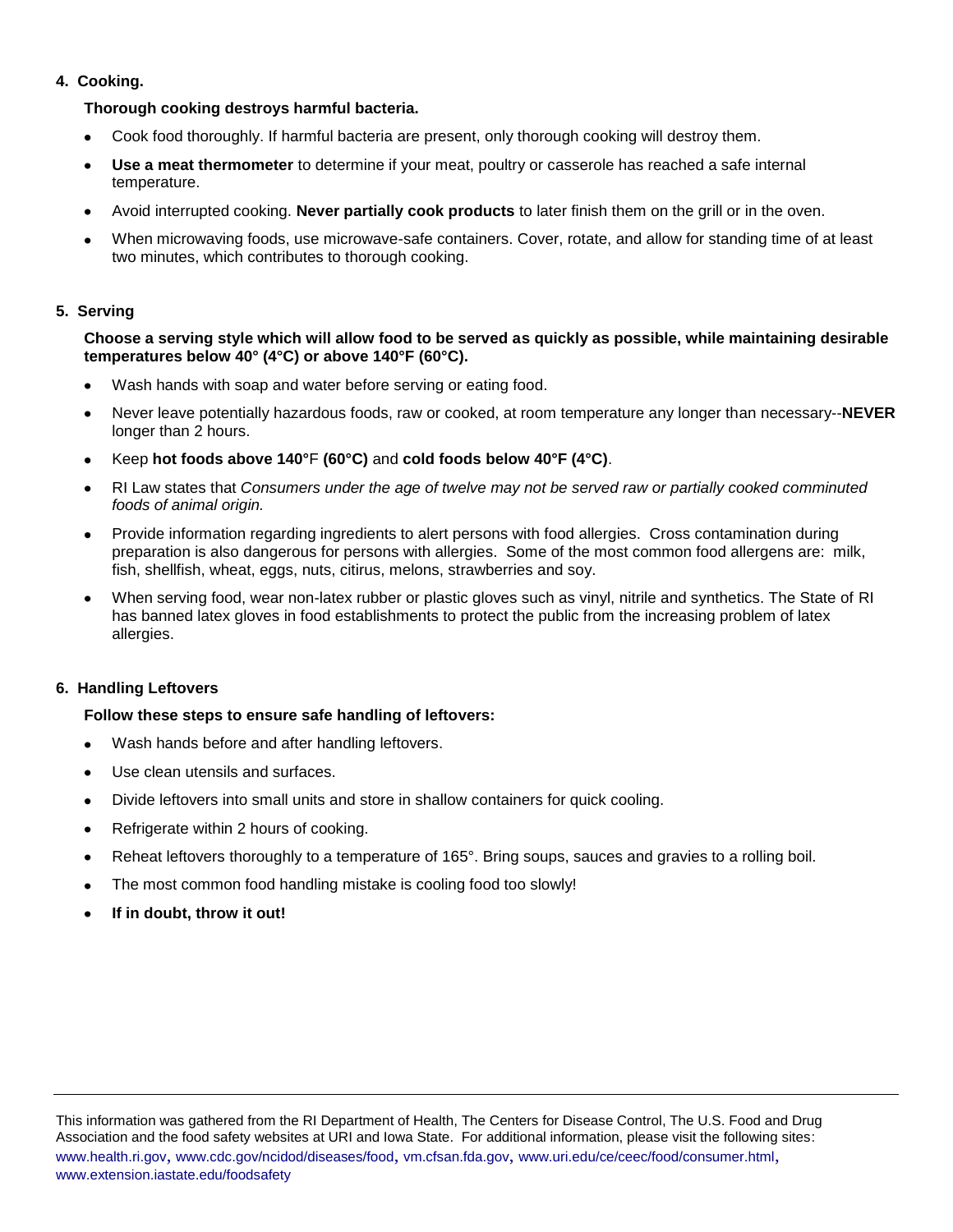4. **Cooking.**

**Thorough cooking destroys harmful bacteria.**

- Cook food thoroughly. If harmful bacteria are present, only thorough cooking will destroy them.
- **Use a meat thermometer** to determine if your meat, poultry or casserole has reached a safe internal temperature.
- Avoid interrupted cooking. **Never partially cook products** to later finish them on the grill or in the oven.
- When microwaving foods, use microwave-safe containers. Cover, rotate, and allow for standing time of at least two minutes, which contributes to thorough cooking.

5. **Serving**

**Choose a serving style which will allow food to be served as quickly as possible, while maintaining desirable temperatures below 40° (4°C) or above 140°F (60°C).**

- Wash hands with soap and water before serving or eating food.
- Never leave potentially hazardous foods, raw or cooked, at room temperature any longer than necessary--**NEVER** longer than 2 hours.
- Keep **hot foods above 140°**F **(60°C)** and **cold foods below 40°F (4°C)**.
- RI Law states that *Consumers under the age of twelve may not be served raw or partially cooked comminuted foods of animal origin.*
- Provide information regarding ingredients to alert persons with food allergies. Cross contamination during preparation is also dangerous for persons with allergies. Some of the most common food allergens are: milk, fish, shellfish, wheat, eggs, nuts, citirus, melons, strawberries and soy.
- When serving food, wear non-latex rubber or plastic gloves such as vinyl, nitrile and synthetics. The State of RI has banned latex gloves in food establishments to protect the public from the increasing problem of latex allergies.

6. **Handling Leftovers**

**Follow these steps to ensure safe handling of leftovers:**

- Wash hands before and after handling leftovers.
- Use clean utensils and surfaces.
- Divide leftovers into small units and store in shallow containers for quick cooling.
- Refrigerate within 2 hours of cooking.
- Reheat leftovers thoroughly to a temperature of 165°. Bring soups, sauces and gravies to a rolling boil.
- The most common food handling mistake is cooling food too slowly!
- **If in doubt, throw it out!**

---

This information was gathered from the RI Department of Health, The Centers for Disease Control, The U.S. Food and Drug Association and the food safety websites at URI and Iowa State. For additional information, please visit the following sites: www.health.ri.gov, www.cdc.gov/ncidod/diseases/food, vm.cfsan.fda.gov, www.uri.edu/ce/ceec/food/consumer.html, www.extension.iastate.edu/foodsafety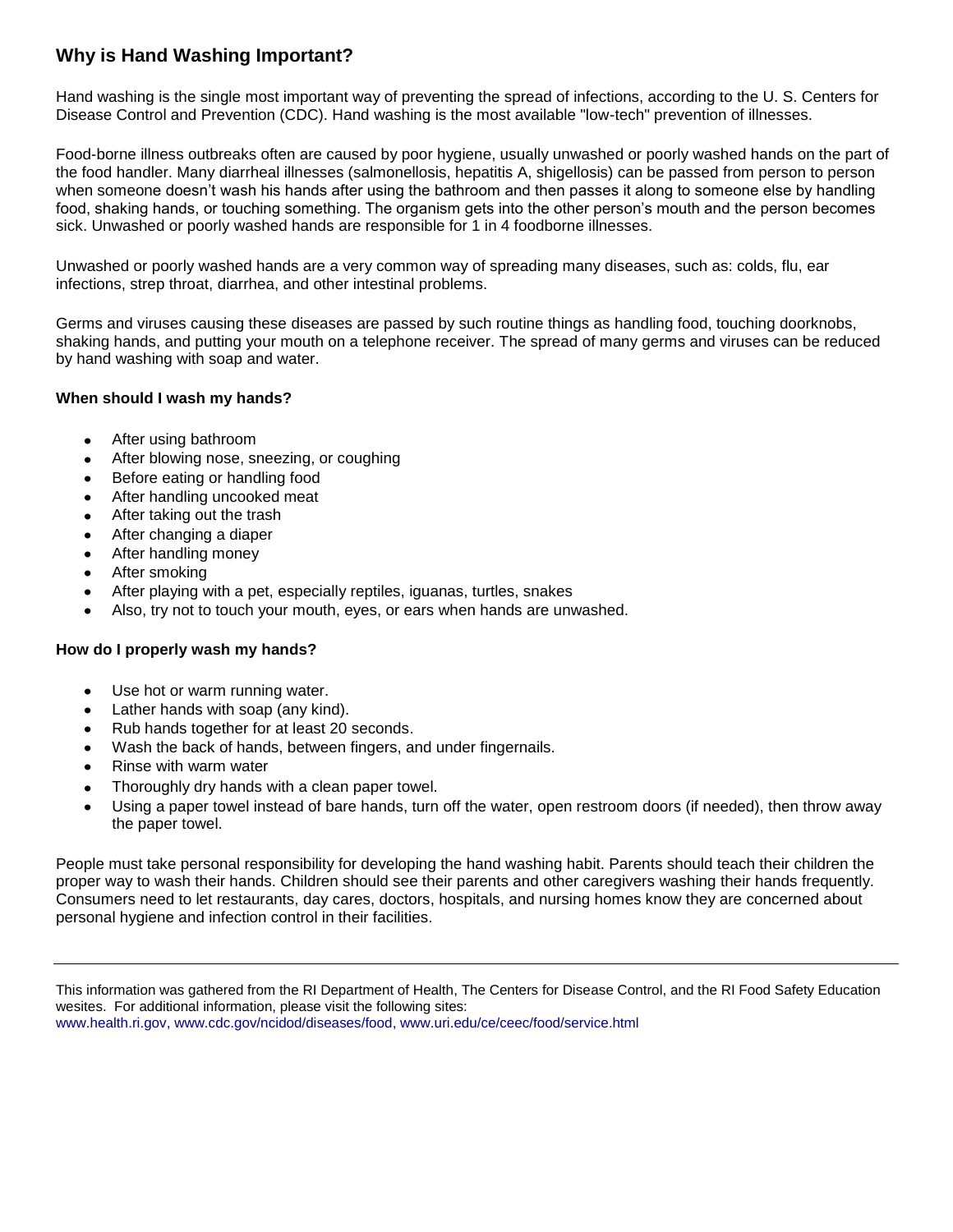## Why is Hand Washing Important?

Hand washing is the single most important way of preventing the spread of infections, according to the U. S. Centers for Disease Control and Prevention (CDC). Hand washing is the most available "low-tech" prevention of illnesses.

Food-borne illness outbreaks often are caused by poor hygiene, usually unwashed or poorly washed hands on the part of the food handler. Many diarrheal illnesses (salmonellosis, hepatitis A, shigellosis) can be passed from person to person when someone doesn't wash his hands after using the bathroom and then passes it along to someone else by handling food, shaking hands, or touching something. The organism gets into the other person's mouth and the person becomes sick. Unwashed or poorly washed hands are responsible for 1 in 4 foodborne illnesses.

Unwashed or poorly washed hands are a very common way of spreading many diseases, such as: colds, flu, ear infections, strep throat, diarrhea, and other intestinal problems.

Germs and viruses causing these diseases are passed by such routine things as handling food, touching doorknobs, shaking hands, and putting your mouth on a telephone receiver. The spread of many germs and viruses can be reduced by hand washing with soap and water.

**When should I wash my hands?**

- After using bathroom
- After blowing nose, sneezing, or coughing
- Before eating or handling food
- After handling uncooked meat
- After taking out the trash
- After changing a diaper
- After handling money
- After smoking
- After playing with a pet, especially reptiles, iguanas, turtles, snakes
- Also, try not to touch your mouth, eyes, or ears when hands are unwashed.

**How do I properly wash my hands?**

- Use hot or warm running water.
- Lather hands with soap (any kind).
- Rub hands together for at least 20 seconds.
- Wash the back of hands, between fingers, and under fingernails.
- Rinse with warm water
- Thoroughly dry hands with a clean paper towel.
- Using a paper towel instead of bare hands, turn off the water, open restroom doors (if needed), then throw away the paper towel.

People must take personal responsibility for developing the hand washing habit. Parents should teach their children the proper way to wash their hands. Children should see their parents and other caregivers washing their hands frequently. Consumers need to let restaurants, day cares, doctors, hospitals, and nursing homes know they are concerned about personal hygiene and infection control in their facilities.

---

This information was gathered from the RI Department of Health, The Centers for Disease Control, and the RI Food Safety Education wesites. For additional information, please visit the following sites:
www.health.ri.gov, www.cdc.gov/ncidod/diseases/food, www.uri.edu/ce/ceec/food/service.html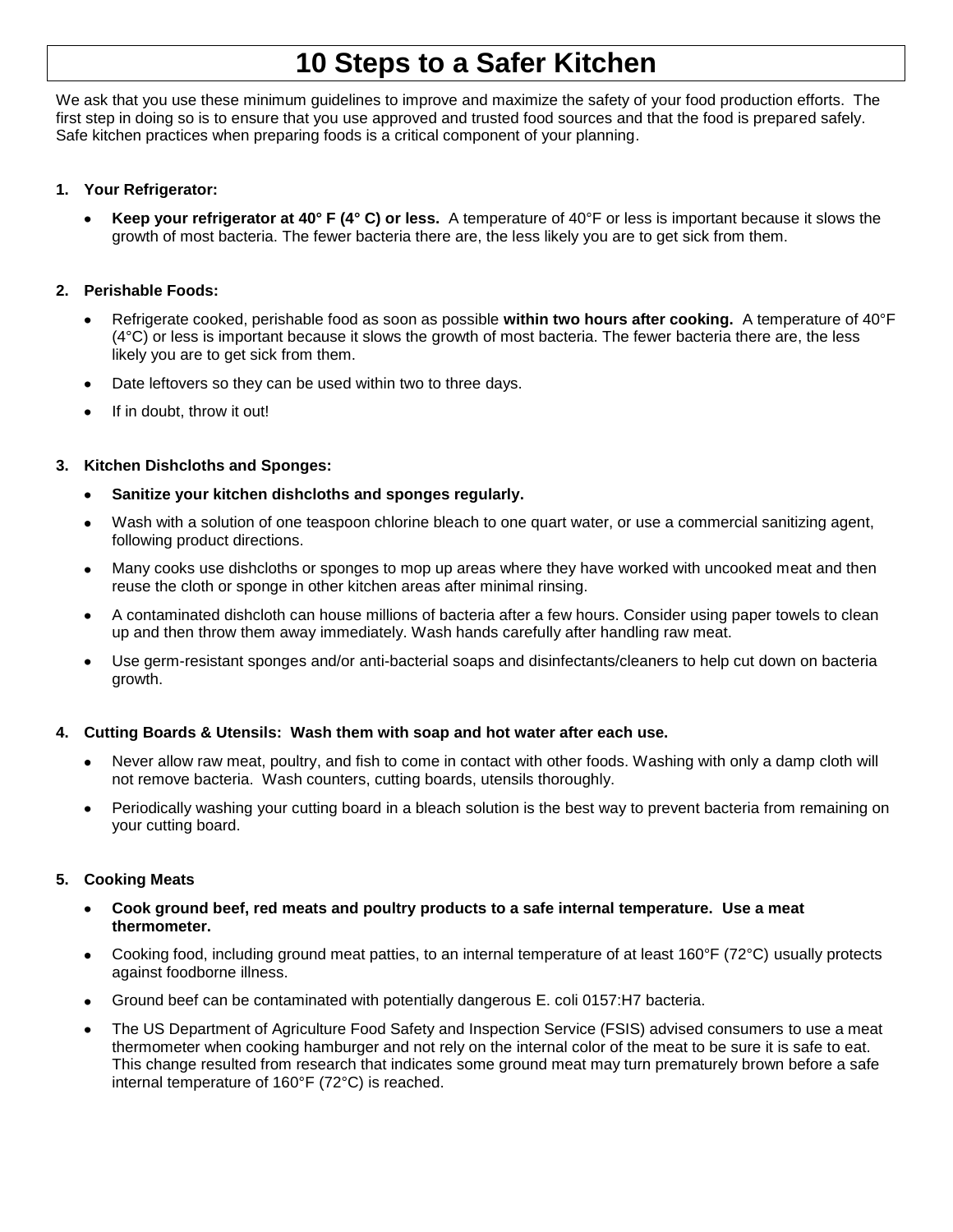# 10 Steps to a Safer Kitchen

We ask that you use these minimum guidelines to improve and maximize the safety of your food production efforts. The first step in doing so is to ensure that you use approved and trusted food sources and that the food is prepared safely. Safe kitchen practices when preparing foods is a critical component of your planning.

1. **Your Refrigerator:**

   - **Keep your refrigerator at 40° F (4° C) or less.** A temperature of 40°F or less is important because it slows the growth of most bacteria. The fewer bacteria there are, the less likely you are to get sick from them.

2. **Perishable Foods:**

   - Refrigerate cooked, perishable food as soon as possible **within two hours after cooking.** A temperature of 40°F (4°C) or less is important because it slows the growth of most bacteria. The fewer bacteria there are, the less likely you are to get sick from them.
   - Date leftovers so they can be used within two to three days.
   - If in doubt, throw it out!

3. **Kitchen Dishcloths and Sponges:**

   - **Sanitize your kitchen dishcloths and sponges regularly.**
   - Wash with a solution of one teaspoon chlorine bleach to one quart water, or use a commercial sanitizing agent, following product directions.
   - Many cooks use dishcloths or sponges to mop up areas where they have worked with uncooked meat and then reuse the cloth or sponge in other kitchen areas after minimal rinsing.
   - A contaminated dishcloth can house millions of bacteria after a few hours. Consider using paper towels to clean up and then throw them away immediately. Wash hands carefully after handling raw meat.
   - Use germ-resistant sponges and/or anti-bacterial soaps and disinfectants/cleaners to help cut down on bacteria growth.

4. **Cutting Boards & Utensils: Wash them with soap and hot water after each use.**

   - Never allow raw meat, poultry, and fish to come in contact with other foods. Washing with only a damp cloth will not remove bacteria. Wash counters, cutting boards, utensils thoroughly.
   - Periodically washing your cutting board in a bleach solution is the best way to prevent bacteria from remaining on your cutting board.

5. **Cooking Meats**

   - **Cook ground beef, red meats and poultry products to a safe internal temperature. Use a meat thermometer.**
   - Cooking food, including ground meat patties, to an internal temperature of at least 160°F (72°C) usually protects against foodborne illness.
   - Ground beef can be contaminated with potentially dangerous E. coli 0157:H7 bacteria.
   - The US Department of Agriculture Food Safety and Inspection Service (FSIS) advised consumers to use a meat thermometer when cooking hamburger and not rely on the internal color of the meat to be sure it is safe to eat. This change resulted from research that indicates some ground meat may turn prematurely brown before a safe internal temperature of 160°F (72°C) is reached.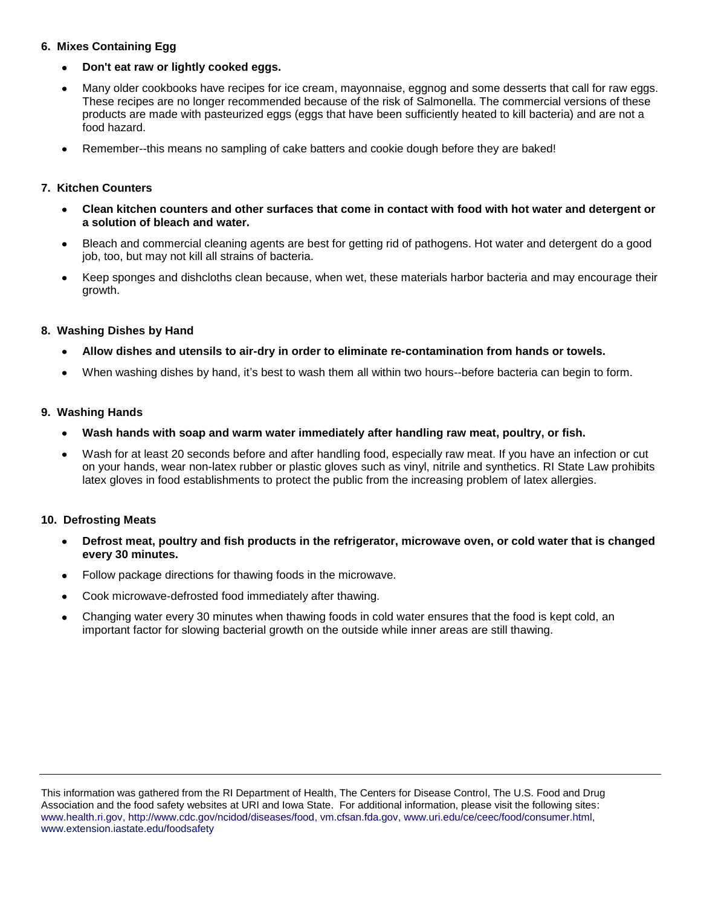**6. Mixes Containing Egg**

- **Don't eat raw or lightly cooked eggs.**
- Many older cookbooks have recipes for ice cream, mayonnaise, eggnog and some desserts that call for raw eggs. These recipes are no longer recommended because of the risk of Salmonella. The commercial versions of these products are made with pasteurized eggs (eggs that have been sufficiently heated to kill bacteria) and are not a food hazard.
- Remember--this means no sampling of cake batters and cookie dough before they are baked!

**7. Kitchen Counters**

- **Clean kitchen counters and other surfaces that come in contact with food with hot water and detergent or a solution of bleach and water.**
- Bleach and commercial cleaning agents are best for getting rid of pathogens. Hot water and detergent do a good job, too, but may not kill all strains of bacteria.
- Keep sponges and dishcloths clean because, when wet, these materials harbor bacteria and may encourage their growth.

**8. Washing Dishes by Hand**

- **Allow dishes and utensils to air-dry in order to eliminate re-contamination from hands or towels.**
- When washing dishes by hand, it's best to wash them all within two hours--before bacteria can begin to form.

**9. Washing Hands**

- **Wash hands with soap and warm water immediately after handling raw meat, poultry, or fish.**
- Wash for at least 20 seconds before and after handling food, especially raw meat. If you have an infection or cut on your hands, wear non-latex rubber or plastic gloves such as vinyl, nitrile and synthetics. RI State Law prohibits latex gloves in food establishments to protect the public from the increasing problem of latex allergies.

**10. Defrosting Meats**

- **Defrost meat, poultry and fish products in the refrigerator, microwave oven, or cold water that is changed every 30 minutes.**
- Follow package directions for thawing foods in the microwave.
- Cook microwave-defrosted food immediately after thawing.
- Changing water every 30 minutes when thawing foods in cold water ensures that the food is kept cold, an important factor for slowing bacterial growth on the outside while inner areas are still thawing.

---

This information was gathered from the RI Department of Health, The Centers for Disease Control, The U.S. Food and Drug Association and the food safety websites at URI and Iowa State. For additional information, please visit the following sites: www.health.ri.gov, http://www.cdc.gov/ncidod/diseases/food, vm.cfsan.fda.gov, www.uri.edu/ce/ceec/food/consumer.html, www.extension.iastate.edu/foodsafety